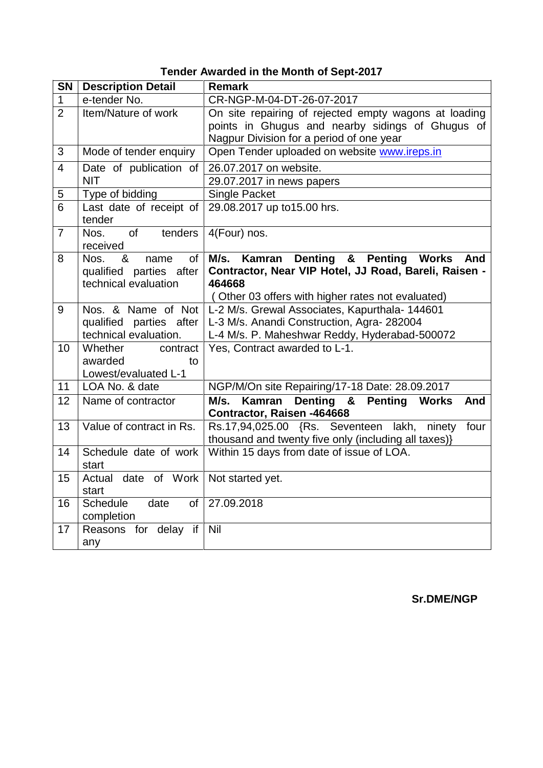# Tender Awarded in the Month of Sept-2017

| SN | Description Detail | Remark |
|---|---|---|
| 1 | e-tender No. | CR-NGP-M-04-DT-26-07-2017 |
| 2 | Item/Nature of work | On site repairing of rejected empty wagons at loading points in Ghugus and nearby sidings of Ghugus of Nagpur Division for a period of one year |
| 3 | Mode of tender enquiry | Open Tender uploaded on website [www.ireps.in](http://www.ireps.in) |
| 4 | Date of publication of NIT | 26.07.2017 on website.<br>29.07.2017 in news papers |
| 5 | Type of bidding | Single Packet |
| 6 | Last date of receipt of tender | 29.08.2017 up to15.00 hrs. |
| 7 | Nos. of tenders received | 4(Four) nos. |
| 8 | Nos. & name of qualified parties after technical evaluation | **M/s. Kamran Denting & Penting Works And Contractor, Near VIP Hotel, JJ Road, Bareli, Raisen - 464668**<br>( Other 03 offers with higher rates not evaluated) |
| 9 | Nos. & Name of Not qualified parties after technical evaluation. | L-2 M/s. Grewal Associates, Kapurthala- 144601<br>L-3 M/s. Anandi Construction, Agra- 282004<br>L-4 M/s. P. Maheshwar Reddy, Hyderabad-500072 |
| 10 | Whether contract awarded to Lowest/evaluated L-1 | Yes, Contract awarded to L-1. |
| 11 | LOA No. & date | NGP/M/On site Repairing/17-18 Date: 28.09.2017 |
| 12 | Name of contractor | **M/s. Kamran Denting & Penting Works And Contractor, Raisen -464668** |
| 13 | Value of contract in Rs. | Rs.17,94,025.00 {Rs. Seventeen lakh, ninety four thousand and twenty five only (including all taxes)} |
| 14 | Schedule date of work start | Within 15 days from date of issue of LOA. |
| 15 | Actual date of Work start | Not started yet. |
| 16 | Schedule date of completion | 27.09.2018 |
| 17 | Reasons for delay if any | Nil |

**Sr.DME/NGP**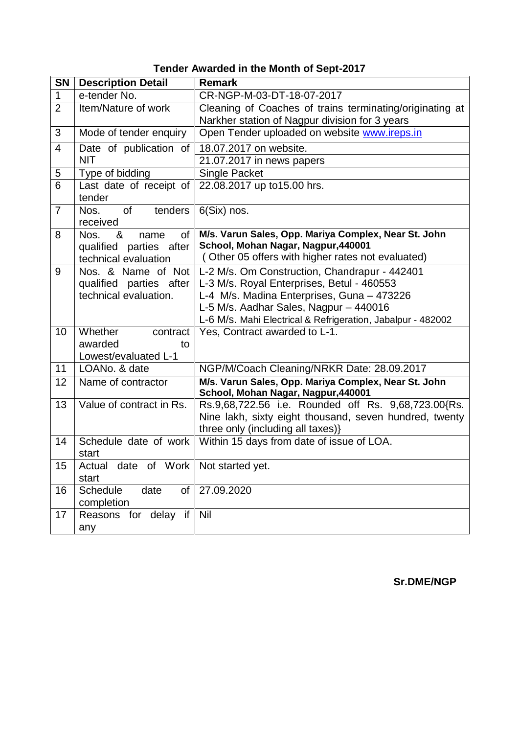# Tender Awarded in the Month of Sept-2017

| SN | Description Detail | Remark |
|---|---|---|
| 1 | e-tender No. | CR-NGP-M-03-DT-18-07-2017 |
| 2 | Item/Nature of work | Cleaning of Coaches of trains terminating/originating at Narkher station of Nagpur division for 3 years |
| 3 | Mode of tender enquiry | Open Tender uploaded on website www.ireps.in |
| 4 | Date of publication of NIT | 18.07.2017 on website.<br>21.07.2017 in news papers |
| 5 | Type of bidding | Single Packet |
| 6 | Last date of receipt of tender | 22.08.2017 up to15.00 hrs. |
| 7 | Nos. of tenders received | 6(Six) nos. |
| 8 | Nos. & name of qualified parties after technical evaluation | **M/s. Varun Sales, Opp. Mariya Complex, Near St. John School, Mohan Nagar, Nagpur,440001**<br>( Other 05 offers with higher rates not evaluated) |
| 9 | Nos. & Name of Not qualified parties after technical evaluation. | L-2 M/s. Om Construction, Chandrapur - 442401<br>L-3 M/s. Royal Enterprises, Betul - 460553<br>L-4 M/s. Madina Enterprises, Guna – 473226<br>L-5 M/s. Aadhar Sales, Nagpur – 440016<br>L-6 M/s. Mahi Electrical & Refrigeration, Jabalpur - 482002 |
| 10 | Whether contract awarded to Lowest/evaluated L-1 | Yes, Contract awarded to L-1. |
| 11 | LOANo. & date | NGP/M/Coach Cleaning/NRKR Date: 28.09.2017 |
| 12 | Name of contractor | **M/s. Varun Sales, Opp. Mariya Complex, Near St. John School, Mohan Nagar, Nagpur,440001** |
| 13 | Value of contract in Rs. | Rs.9,68,722.56 i.e. Rounded off Rs. 9,68,723.00{Rs. Nine lakh, sixty eight thousand, seven hundred, twenty three only (including all taxes)} |
| 14 | Schedule date of work start | Within 15 days from date of issue of LOA. |
| 15 | Actual date of Work start | Not started yet. |
| 16 | Schedule date of completion | 27.09.2020 |
| 17 | Reasons for delay if any | Nil |

**Sr.DME/NGP**